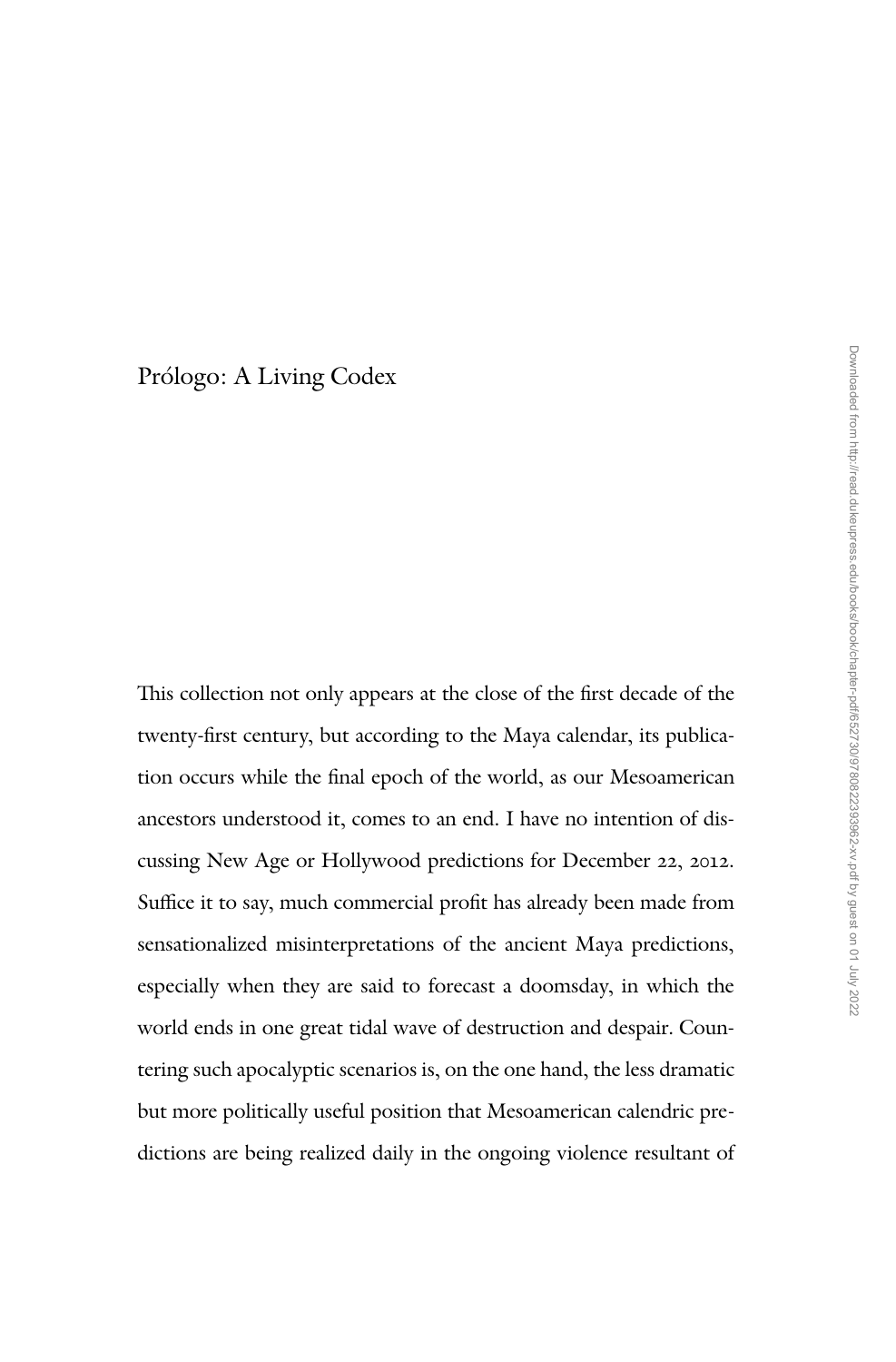# Prólogo: A Living Codex

This collection not only appears at the close of the first decade of the twenty-first century, but according to the Maya calendar, its publication occurs while the final epoch of the world, as our Mesoamerican ancestors understood it, comes to an end. I have no intention of discussing New Age or Hollywood predictions for December 22, 2012. Suffice it to say, much commercial profit has already been made from sensationalized misinterpretations of the ancient Maya predictions, especially when they are said to forecast a doomsday, in which the world ends in one great tidal wave of destruction and despair. Countering such apocalyptic scenarios is, on the one hand, the less dramatic but more politically useful position that Mesoamerican calendric predictions are being realized daily in the ongoing violence resultant of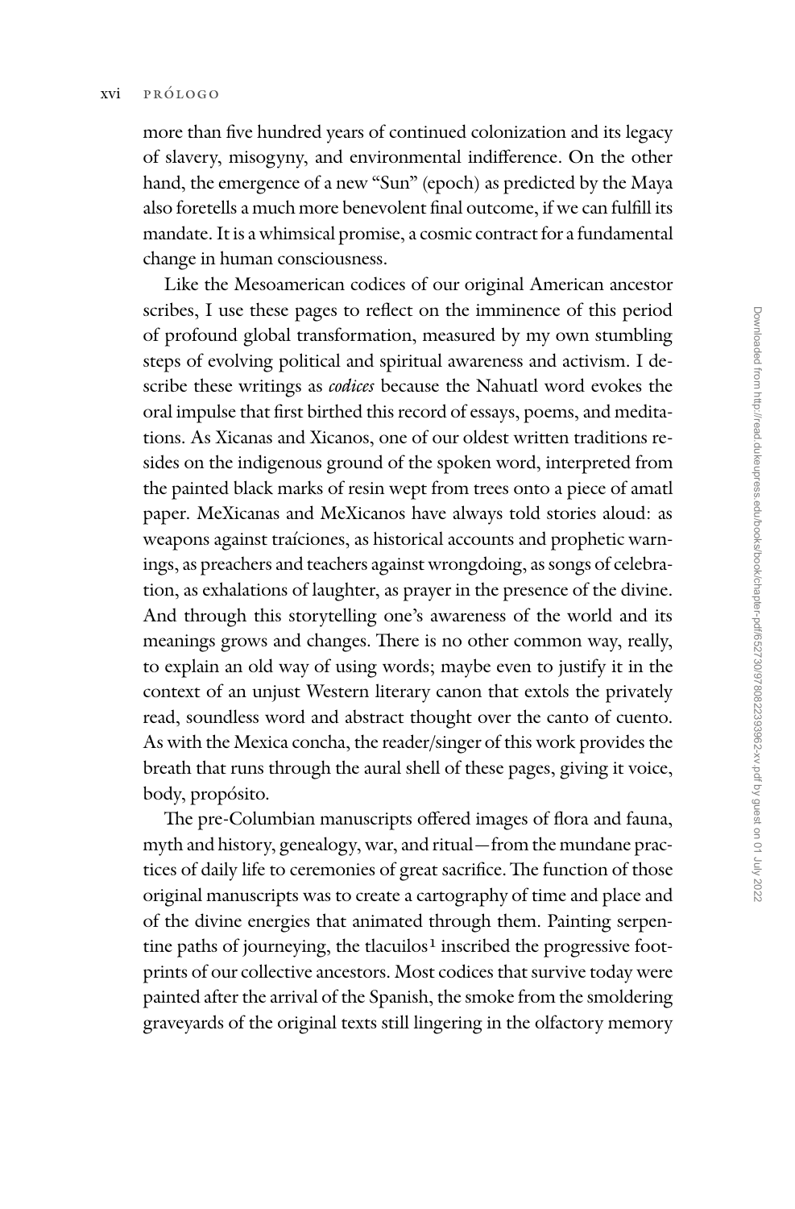more than five hundred years of continued colonization and its legacy of slavery, misogyny, and environmental indifference. On the other hand, the emergence of a new "Sun" (epoch) as predicted by the Maya also foretells a much more benevolent final outcome, if we can fulfill its mandate. It is a whimsical promise, a cosmic contract for a fundamental change in human consciousness.

Like the Mesoamerican codices of our original American ancestor scribes, I use these pages to reflect on the imminence of this period of profound global transformation, measured by my own stumbling steps of evolving political and spiritual awareness and activism. I describe these writings as *codices* because the Nahuatl word evokes the oral impulse that first birthed this record of essays, poems, and meditations. As Xicanas and Xicanos, one of our oldest written traditions resides on the indigenous ground of the spoken word, interpreted from the painted black marks of resin wept from trees onto a piece of amatl paper. MeXicanas and MeXicanos have always told stories aloud: as weapons against traíciones, as historical accounts and prophetic warnings, as preachers and teachers against wrongdoing, as songs of celebration, as exhalations of laughter, as prayer in the presence of the divine. And through this storytelling one's awareness of the world and its meanings grows and changes. There is no other common way, really, to explain an old way of using words; maybe even to justify it in the context of an unjust Western literary canon that extols the privately read, soundless word and abstract thought over the canto of cuento. As with the Mexica concha, the reader/singer of this work provides the breath that runs through the aural shell of these pages, giving it voice, body, propósito.

The pre-Columbian manuscripts offered images of flora and fauna, myth and history, genealogy, war, and ritual—from the mundane practices of daily life to ceremonies of great sacrifice. The function of those original manuscripts was to create a cartography of time and place and of the divine energies that animated through them. Painting serpentine paths of journeying, the tlacuilos[1] inscribed the progressive footprints of our collective ancestors. Most codices that survive today were painted after the arrival of the Spanish, the smoke from the smoldering graveyards of the original texts still lingering in the olfactory memory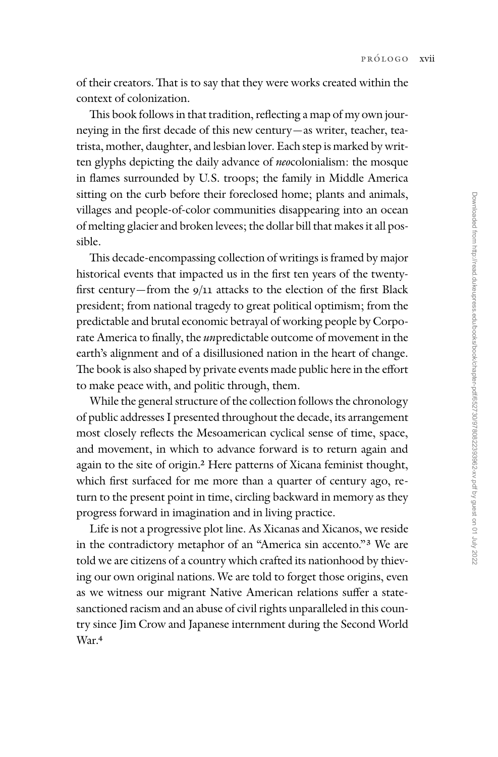of their creators. That is to say that they were works created within the context of colonization.

This book follows in that tradition, reflecting a map of my own journeying in the first decade of this new century—as writer, teacher, teatrista, mother, daughter, and lesbian lover. Each step is marked by written glyphs depicting the daily advance of *neo*colonialism: the mosque in flames surrounded by U.S. troops; the family in Middle America sitting on the curb before their foreclosed home; plants and animals, villages and people-of-color communities disappearing into an ocean of melting glacier and broken levees; the dollar bill that makes it all possible.

This decade-encompassing collection of writings is framed by major historical events that impacted us in the first ten years of the twenty-first century—from the 9/11 attacks to the election of the first Black president; from national tragedy to great political optimism; from the predictable and brutal economic betrayal of working people by Corporate America to finally, the *un*predictable outcome of movement in the earth's alignment and of a disillusioned nation in the heart of change. The book is also shaped by private events made public here in the effort to make peace with, and politic through, them.

While the general structure of the collection follows the chronology of public addresses I presented throughout the decade, its arrangement most closely reflects the Mesoamerican cyclical sense of time, space, and movement, in which to advance forward is to return again and again to the site of origin.[2] Here patterns of Xicana feminist thought, which first surfaced for me more than a quarter of century ago, return to the present point in time, circling backward in memory as they progress forward in imagination and in living practice.

Life is not a progressive plot line. As Xicanas and Xicanos, we reside in the contradictory metaphor of an "America sin accento."[3] We are told we are citizens of a country which crafted its nationhood by thieving our own original nations. We are told to forget those origins, even as we witness our migrant Native American relations suffer a state-sanctioned racism and an abuse of civil rights unparalleled in this country since Jim Crow and Japanese internment during the Second World War.[4]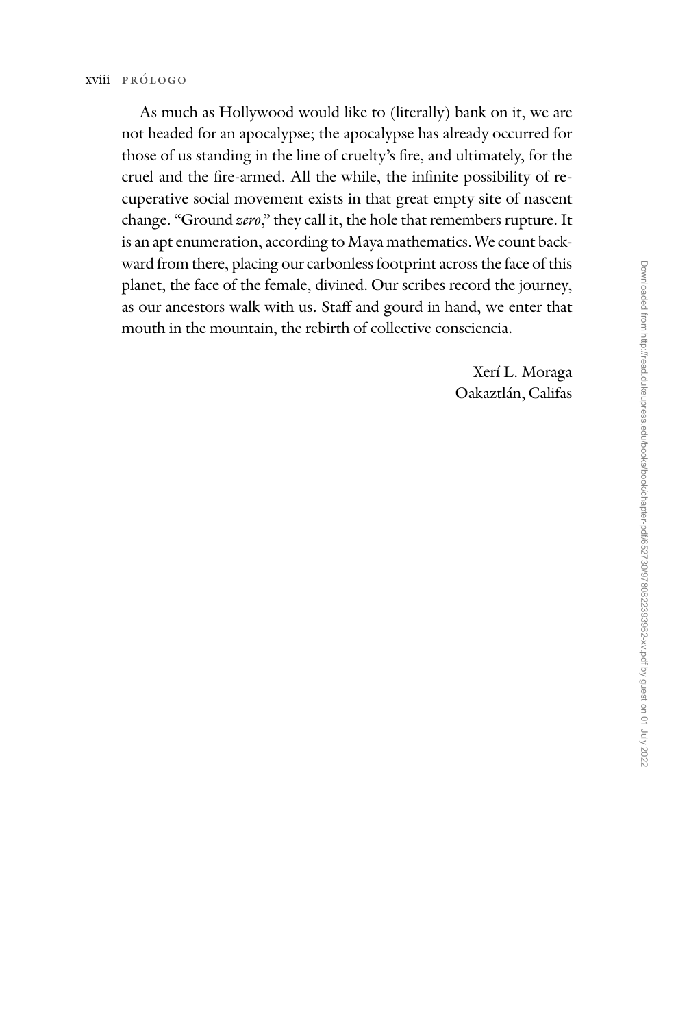As much as Hollywood would like to (literally) bank on it, we are not headed for an apocalypse; the apocalypse has already occurred for those of us standing in the line of cruelty's fire, and ultimately, for the cruel and the fire-armed. All the while, the infinite possibility of recuperative social movement exists in that great empty site of nascent change. "Ground *zero*," they call it, the hole that remembers rupture. It is an apt enumeration, according to Maya mathematics. We count backward from there, placing our carbonless footprint across the face of this planet, the face of the female, divined. Our scribes record the journey, as our ancestors walk with us. Staff and gourd in hand, we enter that mouth in the mountain, the rebirth of collective consciencia.

Xerí L. Moraga
Oakaztlán, Califas